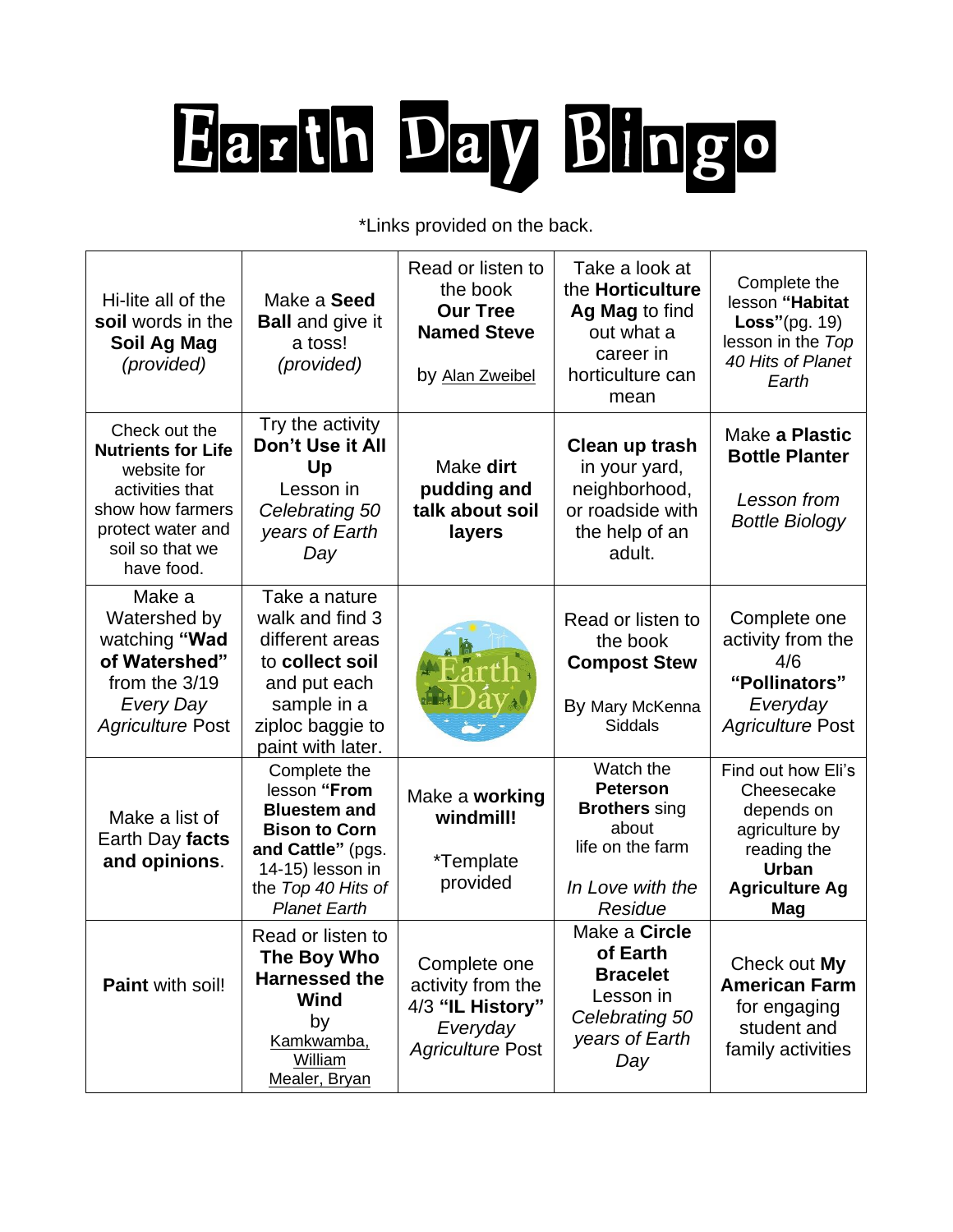# Earth Day Bingo

*Links provided on the back.

| | | | | |
|---|---|---|---|---|
| Hi-lite all of the **soil** words in the **Soil Ag Mag** *(provided)* | Make a **Seed Ball** and give it a toss! *(provided)* | Read or listen to the book **Our Tree Named Steve** by Alan Zweibel | Take a look at the **Horticulture Ag Mag** to find out what a career in horticulture can mean | Complete the lesson **"Habitat Loss"**(pg. 19) lesson in the *Top 40 Hits of Planet Earth* |
| Check out the **Nutrients for Life** website for activities that show how farmers protect water and soil so that we have food. | Try the activity **Don't Use it All Up** Lesson in *Celebrating 50 years of Earth Day* | Make **dirt pudding and talk about soil layers** | **Clean up trash** in your yard, neighborhood, or roadside with the help of an adult. | Make **a Plastic Bottle Planter** *Lesson from Bottle Biology* |
| Make a Watershed by watching **"Wad of Watershed"** from the 3/19 *Every Day Agriculture* Post | Take a nature walk and find 3 different areas to **collect soil** and put each sample in a ziploc baggie to paint with later. | Earth Day | Read or listen to the book **Compost Stew** By Mary McKenna Siddals | Complete one activity from the 4/6 **"Pollinators"** *Everyday Agriculture* Post |
| Make a list of Earth Day **facts and opinions**. | Complete the lesson **"From Bluestem and Bison to Corn and Cattle"** (pgs. 14-15) lesson in the *Top 40 Hits of Planet Earth* | Make a **working windmill!** *Template provided | Watch the **Peterson Brothers** sing about life on the farm *In Love with the Residue* | Find out how Eli's Cheesecake depends on agriculture by reading the **Urban Agriculture Ag Mag** |
| **Paint** with soil! | Read or listen to **The Boy Who Harnessed the Wind** by Kamkwamba, William Mealer, Bryan | Complete one activity from the 4/3 **"IL History"** *Everyday Agriculture* Post | Make a **Circle of Earth Bracelet** Lesson in *Celebrating 50 years of Earth Day* | Check out **My American Farm** for engaging student and family activities |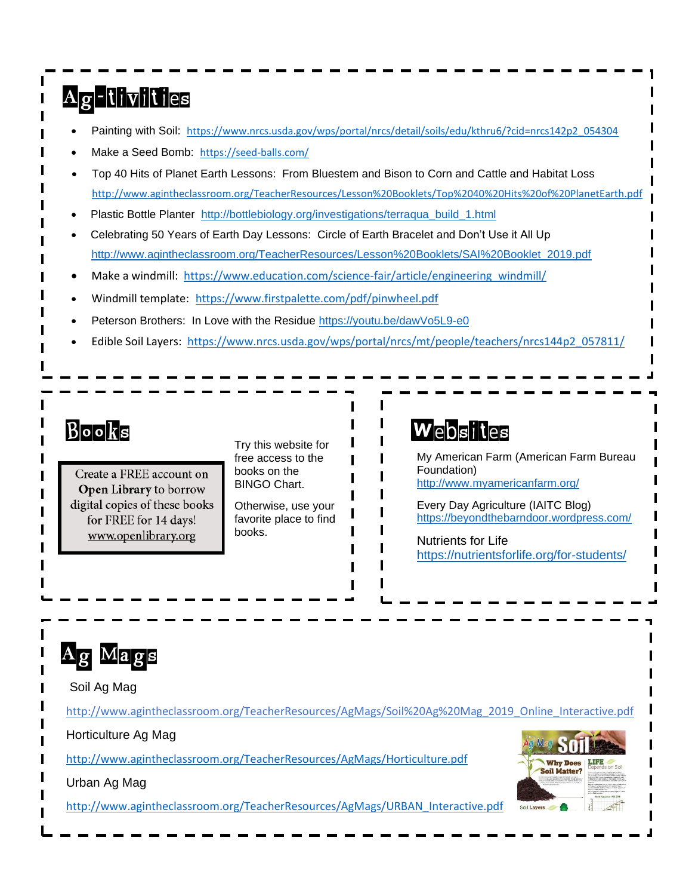## Ag-tivities

- Painting with Soil: https://www.nrcs.usda.gov/wps/portal/nrcs/detail/soils/edu/kthru6/?cid=nrcs142p2_054304
- Make a Seed Bomb: https://seed-balls.com/
- Top 40 Hits of Planet Earth Lessons: From Bluestem and Bison to Corn and Cattle and Habitat Loss http://www.agintheclassroom.org/TeacherResources/Lesson%20Booklets/Top%2040%20Hits%20of%20PlanetEarth.pdf
- Plastic Bottle Planter http://bottlebiology.org/investigations/terraqua_build_1.html
- Celebrating 50 Years of Earth Day Lessons: Circle of Earth Bracelet and Don't Use it All Up http://www.agintheclassroom.org/TeacherResources/Lesson%20Booklets/SAI%20Booklet_2019.pdf
- Make a windmill: https://www.education.com/science-fair/article/engineering_windmill/
- Windmill template: https://www.firstpalette.com/pdf/pinwheel.pdf
- Peterson Brothers: In Love with the Residue https://youtu.be/dawVo5L9-e0
- Edible Soil Layers: https://www.nrcs.usda.gov/wps/portal/nrcs/mt/people/teachers/nrcs144p2_057811/

## Books

Create a FREE account on **Open Library** to borrow digital copies of these books for FREE for 14 days! www.openlibrary.org

Try this website for free access to the books on the BINGO Chart.

Otherwise, use your favorite place to find books.

## Websites

My American Farm (American Farm Bureau Foundation)
http://www.myamericanfarm.org/

Every Day Agriculture (IAITC Blog)
https://beyondthebarndoor.wordpress.com/

Nutrients for Life
https://nutrientsforlife.org/for-students/

## Ag Mags

Soil Ag Mag

http://www.agintheclassroom.org/TeacherResources/AgMags/Soil%20Ag%20Mag_2019_Online_Interactive.pdf

Horticulture Ag Mag

http://www.agintheclassroom.org/TeacherResources/AgMags/Horticulture.pdf

Urban Ag Mag

http://www.agintheclassroom.org/TeacherResources/AgMags/URBAN_Interactive.pdf